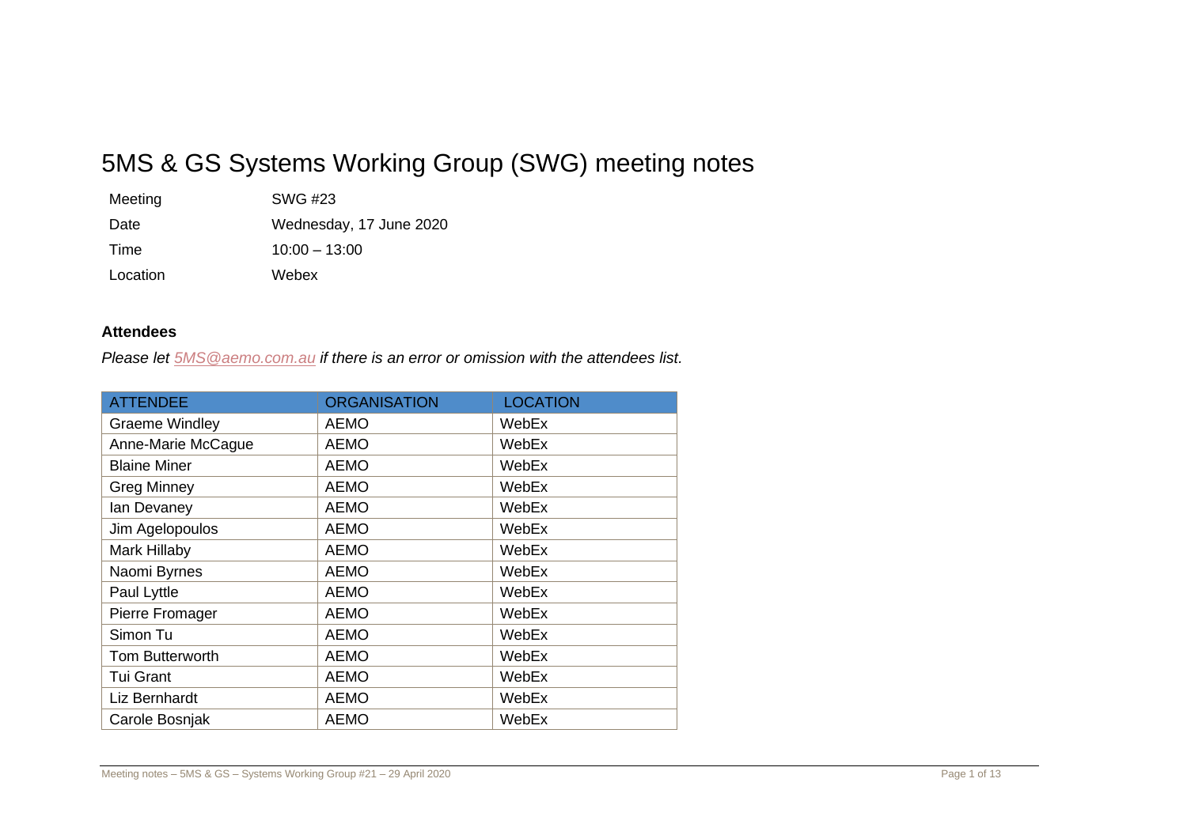# 5MS & GS Systems Working Group (SWG) meeting notes

| | |
|---|---|
| Meeting | SWG #23 |
| Date | Wednesday, 17 June 2020 |
| Time | 10:00 – 13:00 |
| Location | Webex |

**Attendees**

*Please let 5MS@aemo.com.au if there is an error or omission with the attendees list.*

| ATTENDEE | ORGANISATION | LOCATION |
|---|---|---|
| Graeme Windley | AEMO | WebEx |
| Anne-Marie McCague | AEMO | WebEx |
| Blaine Miner | AEMO | WebEx |
| Greg Minney | AEMO | WebEx |
| Ian Devaney | AEMO | WebEx |
| Jim Agelopoulos | AEMO | WebEx |
| Mark Hillaby | AEMO | WebEx |
| Naomi Byrnes | AEMO | WebEx |
| Paul Lyttle | AEMO | WebEx |
| Pierre Fromager | AEMO | WebEx |
| Simon Tu | AEMO | WebEx |
| Tom Butterworth | AEMO | WebEx |
| Tui Grant | AEMO | WebEx |
| Liz Bernhardt | AEMO | WebEx |
| Carole Bosnjak | AEMO | WebEx |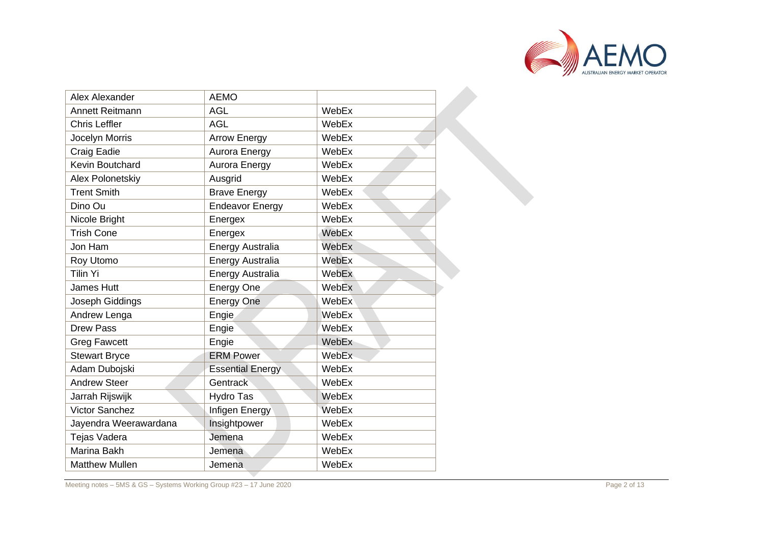| Alex Alexander | AEMO | |
|---|---|---|
| Annett Reitmann | AGL | WebEx |
| Chris Leffler | AGL | WebEx |
| Jocelyn Morris | Arrow Energy | WebEx |
| Craig Eadie | Aurora Energy | WebEx |
| Kevin Boutchard | Aurora Energy | WebEx |
| Alex Polonetskiy | Ausgrid | WebEx |
| Trent Smith | Brave Energy | WebEx |
| Dino Ou | Endeavor Energy | WebEx |
| Nicole Bright | Energex | WebEx |
| Trish Cone | Energex | WebEx |
| Jon Ham | Energy Australia | WebEx |
| Roy Utomo | Energy Australia | WebEx |
| Tilin Yi | Energy Australia | WebEx |
| James Hutt | Energy One | WebEx |
| Joseph Giddings | Energy One | WebEx |
| Andrew Lenga | Engie | WebEx |
| Drew Pass | Engie | WebEx |
| Greg Fawcett | Engie | WebEx |
| Stewart Bryce | ERM Power | WebEx |
| Adam Dubojski | Essential Energy | WebEx |
| Andrew Steer | Gentrack | WebEx |
| Jarrah Rijswijk | Hydro Tas | WebEx |
| Victor Sanchez | Infigen Energy | WebEx |
| Jayendra Weerawardana | Insightpower | WebEx |
| Tejas Vadera | Jemena | WebEx |
| Marina Bakh | Jemena | WebEx |
| Matthew Mullen | Jemena | WebEx |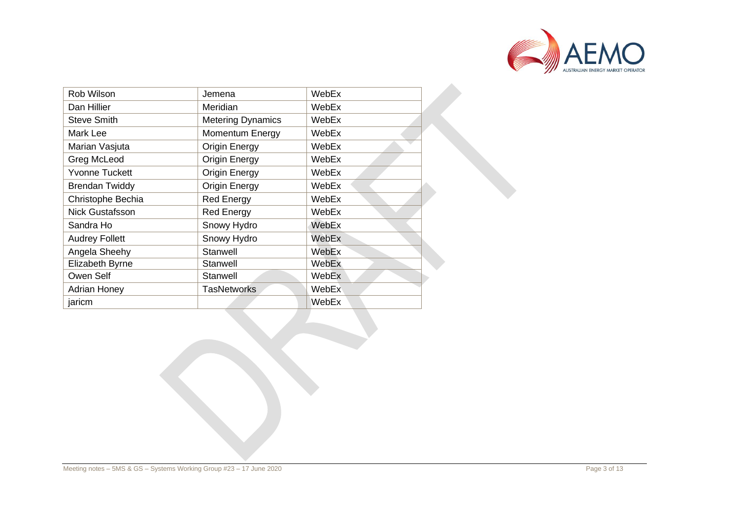| Rob Wilson | Jemena | WebEx |
|---|---|---|
| Dan Hillier | Meridian | WebEx |
| Steve Smith | Metering Dynamics | WebEx |
| Mark Lee | Momentum Energy | WebEx |
| Marian Vasjuta | Origin Energy | WebEx |
| Greg McLeod | Origin Energy | WebEx |
| Yvonne Tuckett | Origin Energy | WebEx |
| Brendan Twiddy | Origin Energy | WebEx |
| Christophe Bechia | Red Energy | WebEx |
| Nick Gustafsson | Red Energy | WebEx |
| Sandra Ho | Snowy Hydro | WebEx |
| Audrey Follett | Snowy Hydro | WebEx |
| Angela Sheehy | Stanwell | WebEx |
| Elizabeth Byrne | Stanwell | WebEx |
| Owen Self | Stanwell | WebEx |
| Adrian Honey | TasNetworks | WebEx |
| jaricm | | WebEx |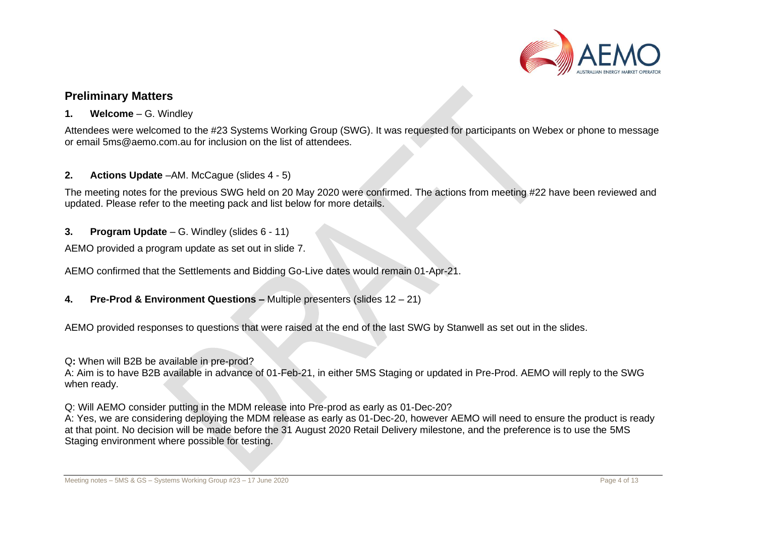## Preliminary Matters

**1. Welcome** – G. Windley

Attendees were welcomed to the #23 Systems Working Group (SWG). It was requested for participants on Webex or phone to message or email 5ms@aemo.com.au for inclusion on the list of attendees.

**2. Actions Update** –AM. McCague (slides 4 - 5)

The meeting notes for the previous SWG held on 20 May 2020 were confirmed. The actions from meeting #22 have been reviewed and updated. Please refer to the meeting pack and list below for more details.

**3. Program Update** – G. Windley (slides 6 - 11)

AEMO provided a program update as set out in slide 7.

AEMO confirmed that the Settlements and Bidding Go-Live dates would remain 01-Apr-21.

**4. Pre-Prod & Environment Questions –** Multiple presenters (slides 12 – 21)

AEMO provided responses to questions that were raised at the end of the last SWG by Stanwell as set out in the slides.

Q**:** When will B2B be available in pre-prod?
A: Aim is to have B2B available in advance of 01-Feb-21, in either 5MS Staging or updated in Pre-Prod. AEMO will reply to the SWG when ready.

Q: Will AEMO consider putting in the MDM release into Pre-prod as early as 01-Dec-20?
A: Yes, we are considering deploying the MDM release as early as 01-Dec-20, however AEMO will need to ensure the product is ready at that point. No decision will be made before the 31 August 2020 Retail Delivery milestone, and the preference is to use the 5MS Staging environment where possible for testing.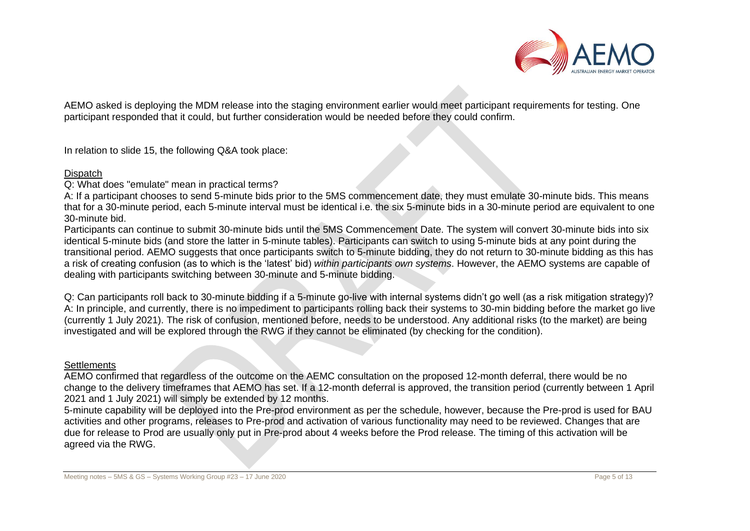AEMO asked is deploying the MDM release into the staging environment earlier would meet participant requirements for testing. One participant responded that it could, but further consideration would be needed before they could confirm.

In relation to slide 15, the following Q&A took place:

Dispatch

Q: What does "emulate" mean in practical terms?

A: If a participant chooses to send 5-minute bids prior to the 5MS commencement date, they must emulate 30-minute bids. This means that for a 30-minute period, each 5-minute interval must be identical i.e. the six 5-minute bids in a 30-minute period are equivalent to one 30-minute bid.

Participants can continue to submit 30-minute bids until the 5MS Commencement Date. The system will convert 30-minute bids into six identical 5-minute bids (and store the latter in 5-minute tables). Participants can switch to using 5-minute bids at any point during the transitional period. AEMO suggests that once participants switch to 5-minute bidding, they do not return to 30-minute bidding as this has a risk of creating confusion (as to which is the 'latest' bid) *within participants own systems*. However, the AEMO systems are capable of dealing with participants switching between 30-minute and 5-minute bidding.

Q: Can participants roll back to 30-minute bidding if a 5-minute go-live with internal systems didn't go well (as a risk mitigation strategy)?

A: In principle, and currently, there is no impediment to participants rolling back their systems to 30-min bidding before the market go live (currently 1 July 2021). The risk of confusion, mentioned before, needs to be understood. Any additional risks (to the market) are being investigated and will be explored through the RWG if they cannot be eliminated (by checking for the condition).

Settlements

AEMO confirmed that regardless of the outcome on the AEMC consultation on the proposed 12-month deferral, there would be no change to the delivery timeframes that AEMO has set. If a 12-month deferral is approved, the transition period (currently between 1 April 2021 and 1 July 2021) will simply be extended by 12 months.

5-minute capability will be deployed into the Pre-prod environment as per the schedule, however, because the Pre-prod is used for BAU activities and other programs, releases to Pre-prod and activation of various functionality may need to be reviewed. Changes that are due for release to Prod are usually only put in Pre-prod about 4 weeks before the Prod release. The timing of this activation will be agreed via the RWG.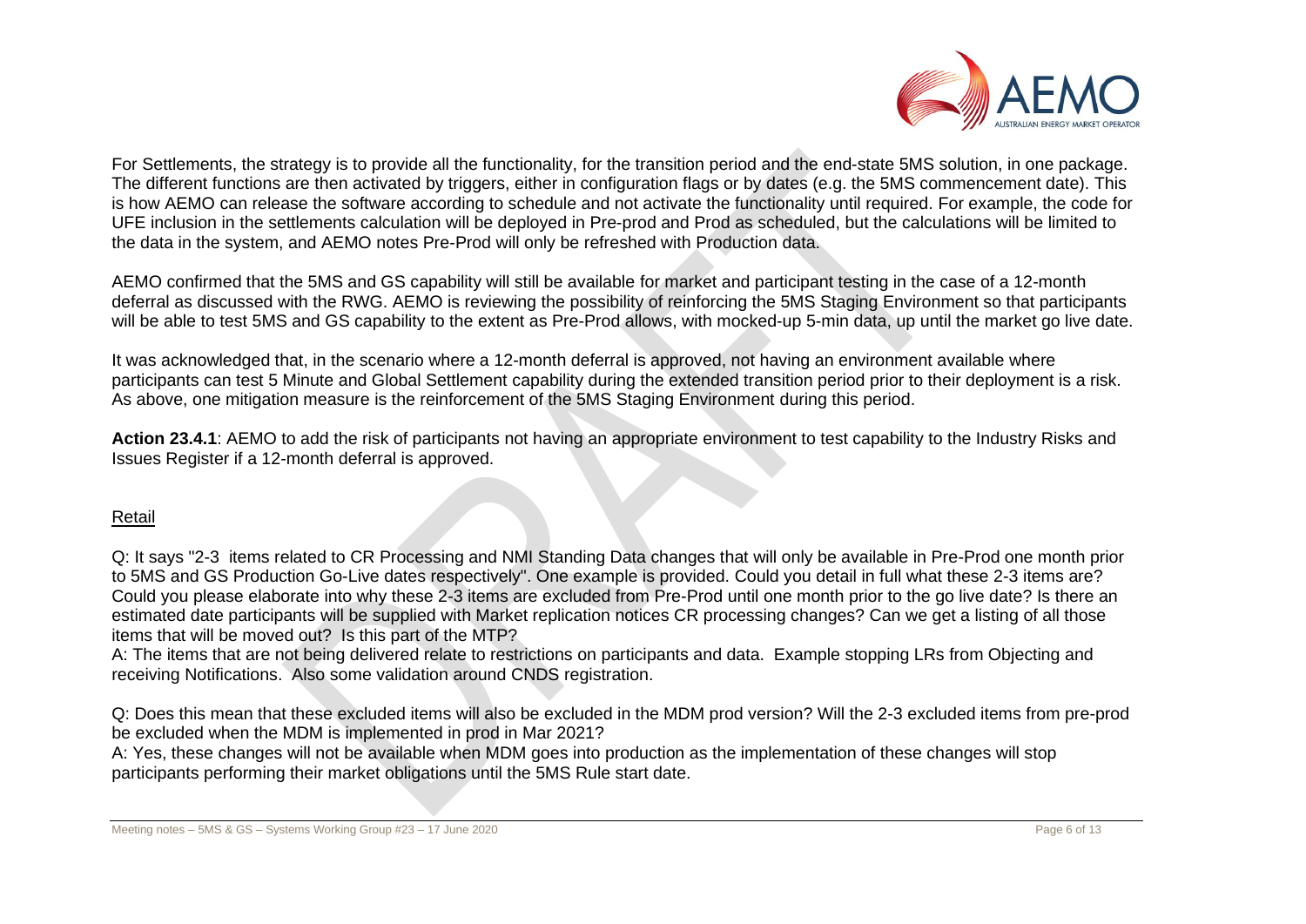For Settlements, the strategy is to provide all the functionality, for the transition period and the end-state 5MS solution, in one package. The different functions are then activated by triggers, either in configuration flags or by dates (e.g. the 5MS commencement date). This is how AEMO can release the software according to schedule and not activate the functionality until required. For example, the code for UFE inclusion in the settlements calculation will be deployed in Pre-prod and Prod as scheduled, but the calculations will be limited to the data in the system, and AEMO notes Pre-Prod will only be refreshed with Production data.

AEMO confirmed that the 5MS and GS capability will still be available for market and participant testing in the case of a 12-month deferral as discussed with the RWG. AEMO is reviewing the possibility of reinforcing the 5MS Staging Environment so that participants will be able to test 5MS and GS capability to the extent as Pre-Prod allows, with mocked-up 5-min data, up until the market go live date.

It was acknowledged that, in the scenario where a 12-month deferral is approved, not having an environment available where participants can test 5 Minute and Global Settlement capability during the extended transition period prior to their deployment is a risk. As above, one mitigation measure is the reinforcement of the 5MS Staging Environment during this period.

**Action 23.4.1**: AEMO to add the risk of participants not having an appropriate environment to test capability to the Industry Risks and Issues Register if a 12-month deferral is approved.

Retail

Q: It says "2-3 items related to CR Processing and NMI Standing Data changes that will only be available in Pre-Prod one month prior to 5MS and GS Production Go-Live dates respectively". One example is provided. Could you detail in full what these 2-3 items are? Could you please elaborate into why these 2-3 items are excluded from Pre-Prod until one month prior to the go live date? Is there an estimated date participants will be supplied with Market replication notices CR processing changes? Can we get a listing of all those items that will be moved out? Is this part of the MTP?

A: The items that are not being delivered relate to restrictions on participants and data. Example stopping LRs from Objecting and receiving Notifications. Also some validation around CNDS registration.

Q: Does this mean that these excluded items will also be excluded in the MDM prod version? Will the 2-3 excluded items from pre-prod be excluded when the MDM is implemented in prod in Mar 2021?

A: Yes, these changes will not be available when MDM goes into production as the implementation of these changes will stop participants performing their market obligations until the 5MS Rule start date.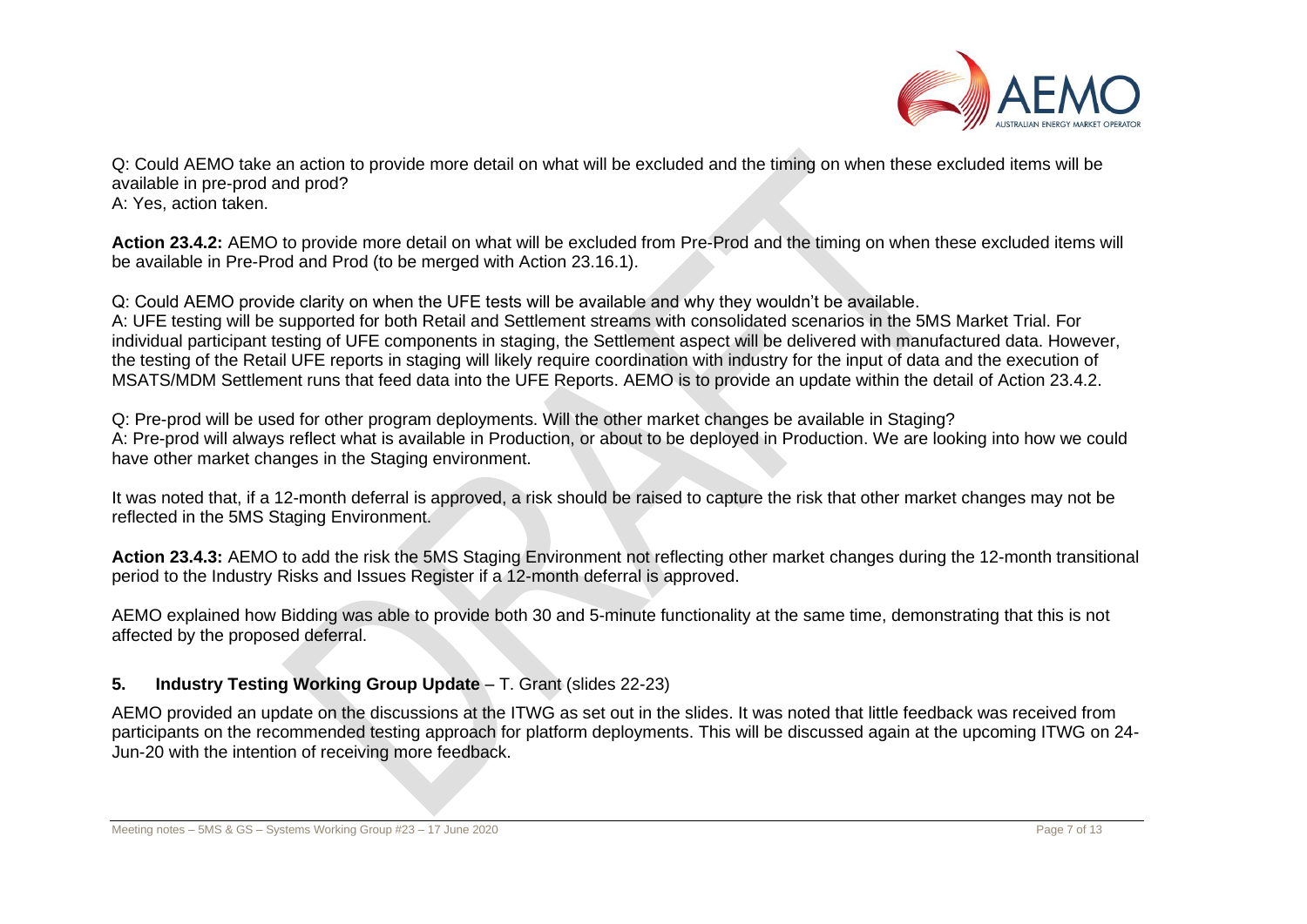Q: Could AEMO take an action to provide more detail on what will be excluded and the timing on when these excluded items will be available in pre-prod and prod?
A: Yes, action taken.

**Action 23.4.2:** AEMO to provide more detail on what will be excluded from Pre-Prod and the timing on when these excluded items will be available in Pre-Prod and Prod (to be merged with Action 23.16.1).

Q: Could AEMO provide clarity on when the UFE tests will be available and why they wouldn't be available.
A: UFE testing will be supported for both Retail and Settlement streams with consolidated scenarios in the 5MS Market Trial. For individual participant testing of UFE components in staging, the Settlement aspect will be delivered with manufactured data. However, the testing of the Retail UFE reports in staging will likely require coordination with industry for the input of data and the execution of MSATS/MDM Settlement runs that feed data into the UFE Reports. AEMO is to provide an update within the detail of Action 23.4.2.

Q: Pre-prod will be used for other program deployments. Will the other market changes be available in Staging?
A: Pre-prod will always reflect what is available in Production, or about to be deployed in Production. We are looking into how we could have other market changes in the Staging environment.

It was noted that, if a 12-month deferral is approved, a risk should be raised to capture the risk that other market changes may not be reflected in the 5MS Staging Environment.

**Action 23.4.3:** AEMO to add the risk the 5MS Staging Environment not reflecting other market changes during the 12-month transitional period to the Industry Risks and Issues Register if a 12-month deferral is approved.

AEMO explained how Bidding was able to provide both 30 and 5-minute functionality at the same time, demonstrating that this is not affected by the proposed deferral.

## 5. **Industry Testing Working Group Update** – T. Grant (slides 22-23)

AEMO provided an update on the discussions at the ITWG as set out in the slides. It was noted that little feedback was received from participants on the recommended testing approach for platform deployments. This will be discussed again at the upcoming ITWG on 24-Jun-20 with the intention of receiving more feedback.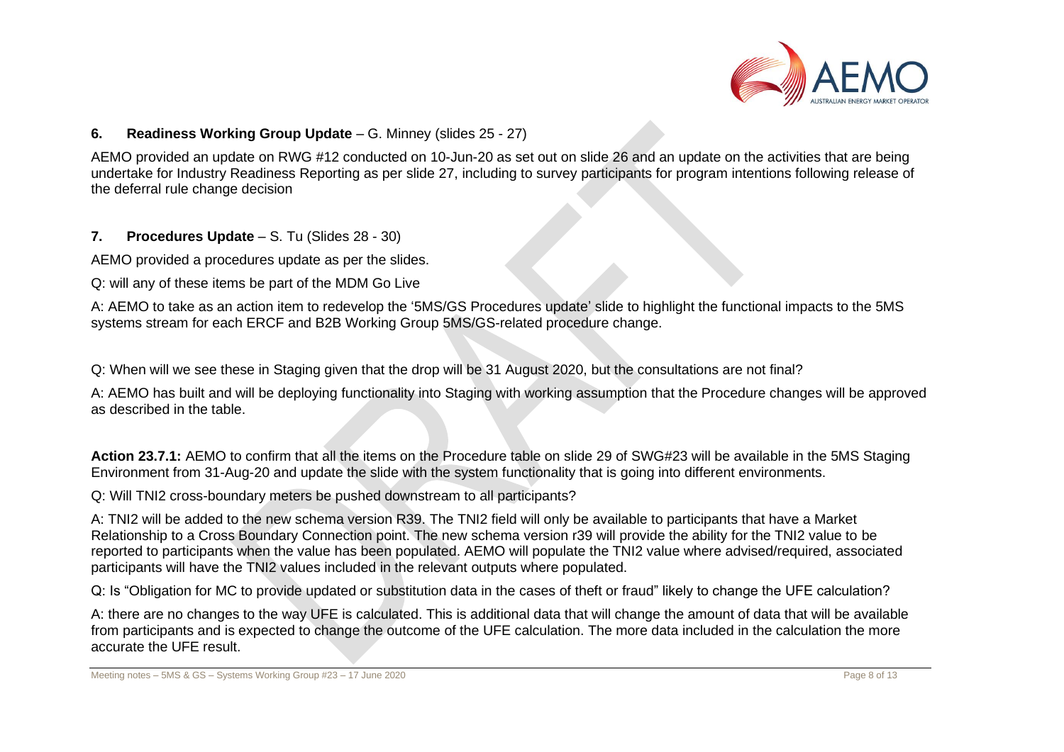**6. Readiness Working Group Update** – G. Minney (slides 25 - 27)

AEMO provided an update on RWG #12 conducted on 10-Jun-20 as set out on slide 26 and an update on the activities that are being undertake for Industry Readiness Reporting as per slide 27, including to survey participants for program intentions following release of the deferral rule change decision

**7. Procedures Update** – S. Tu (Slides 28 - 30)

AEMO provided a procedures update as per the slides.

Q: will any of these items be part of the MDM Go Live

A: AEMO to take as an action item to redevelop the '5MS/GS Procedures update' slide to highlight the functional impacts to the 5MS systems stream for each ERCF and B2B Working Group 5MS/GS-related procedure change.

Q: When will we see these in Staging given that the drop will be 31 August 2020, but the consultations are not final?

A: AEMO has built and will be deploying functionality into Staging with working assumption that the Procedure changes will be approved as described in the table.

**Action 23.7.1:** AEMO to confirm that all the items on the Procedure table on slide 29 of SWG#23 will be available in the 5MS Staging Environment from 31-Aug-20 and update the slide with the system functionality that is going into different environments.

Q: Will TNI2 cross-boundary meters be pushed downstream to all participants?

A: TNI2 will be added to the new schema version R39. The TNI2 field will only be available to participants that have a Market Relationship to a Cross Boundary Connection point. The new schema version r39 will provide the ability for the TNI2 value to be reported to participants when the value has been populated. AEMO will populate the TNI2 value where advised/required, associated participants will have the TNI2 values included in the relevant outputs where populated.

Q: Is "Obligation for MC to provide updated or substitution data in the cases of theft or fraud" likely to change the UFE calculation?

A: there are no changes to the way UFE is calculated. This is additional data that will change the amount of data that will be available from participants and is expected to change the outcome of the UFE calculation. The more data included in the calculation the more accurate the UFE result.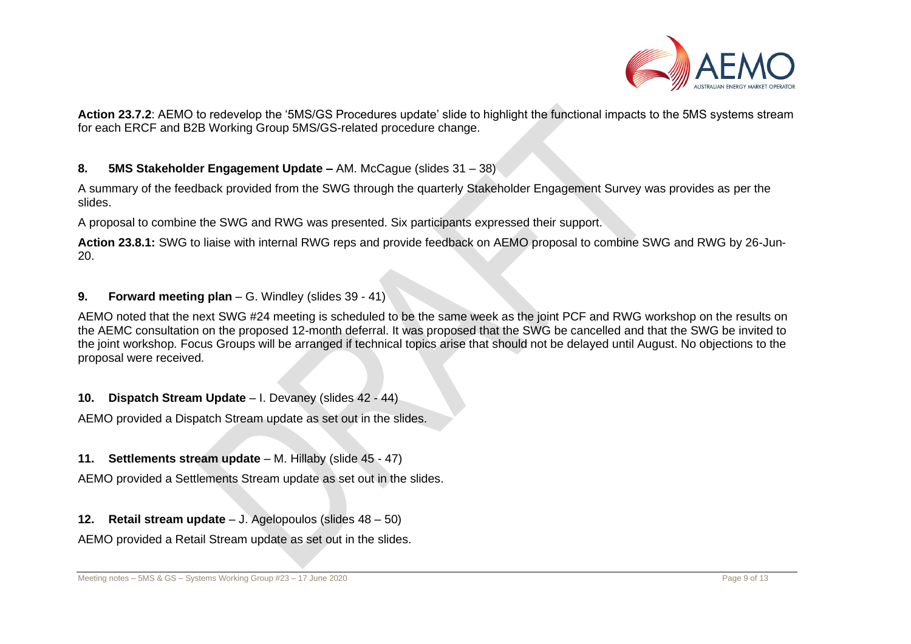**Action 23.7.2**: AEMO to redevelop the '5MS/GS Procedures update' slide to highlight the functional impacts to the 5MS systems stream for each ERCF and B2B Working Group 5MS/GS-related procedure change.

## 8. 5MS Stakeholder Engagement Update – AM. McCague (slides 31 – 38)

A summary of the feedback provided from the SWG through the quarterly Stakeholder Engagement Survey was provides as per the slides.

A proposal to combine the SWG and RWG was presented. Six participants expressed their support.

**Action 23.8.1:** SWG to liaise with internal RWG reps and provide feedback on AEMO proposal to combine SWG and RWG by 26-Jun-20.

## 9. Forward meeting plan – G. Windley (slides 39 - 41)

AEMO noted that the next SWG #24 meeting is scheduled to be the same week as the joint PCF and RWG workshop on the results on the AEMC consultation on the proposed 12-month deferral. It was proposed that the SWG be cancelled and that the SWG be invited to the joint workshop. Focus Groups will be arranged if technical topics arise that should not be delayed until August. No objections to the proposal were received.

## 10. Dispatch Stream Update – I. Devaney (slides 42 - 44)

AEMO provided a Dispatch Stream update as set out in the slides.

## 11. Settlements stream update – M. Hillaby (slide 45 - 47)

AEMO provided a Settlements Stream update as set out in the slides.

## 12. Retail stream update – J. Agelopoulos (slides 48 – 50)

AEMO provided a Retail Stream update as set out in the slides.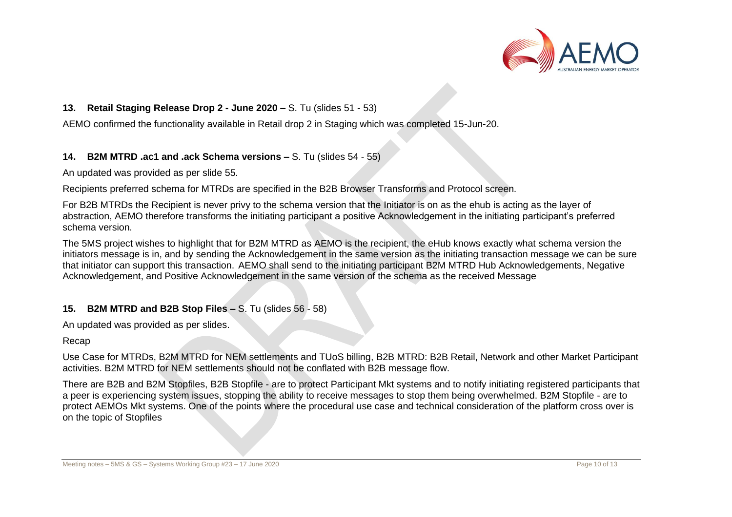### 13. Retail Staging Release Drop 2 - June 2020 – S. Tu (slides 51 - 53)

AEMO confirmed the functionality available in Retail drop 2 in Staging which was completed 15-Jun-20.

### 14. B2M MTRD .ac1 and .ack Schema versions – S. Tu (slides 54 - 55)

An updated was provided as per slide 55.

Recipients preferred schema for MTRDs are specified in the B2B Browser Transforms and Protocol screen.

For B2B MTRDs the Recipient is never privy to the schema version that the Initiator is on as the ehub is acting as the layer of abstraction, AEMO therefore transforms the initiating participant a positive Acknowledgement in the initiating participant's preferred schema version.

The 5MS project wishes to highlight that for B2M MTRD as AEMO is the recipient, the eHub knows exactly what schema version the initiators message is in, and by sending the Acknowledgement in the same version as the initiating transaction message we can be sure that initiator can support this transaction. AEMO shall send to the initiating participant B2M MTRD Hub Acknowledgements, Negative Acknowledgement, and Positive Acknowledgement in the same version of the schema as the received Message

### 15. B2M MTRD and B2B Stop Files – S. Tu (slides 56 - 58)

An updated was provided as per slides.

Recap

Use Case for MTRDs, B2M MTRD for NEM settlements and TUoS billing, B2B MTRD: B2B Retail, Network and other Market Participant activities. B2M MTRD for NEM settlements should not be conflated with B2B message flow.

There are B2B and B2M Stopfiles, B2B Stopfile - are to protect Participant Mkt systems and to notify initiating registered participants that a peer is experiencing system issues, stopping the ability to receive messages to stop them being overwhelmed. B2M Stopfile - are to protect AEMOs Mkt systems. One of the points where the procedural use case and technical consideration of the platform cross over is on the topic of Stopfiles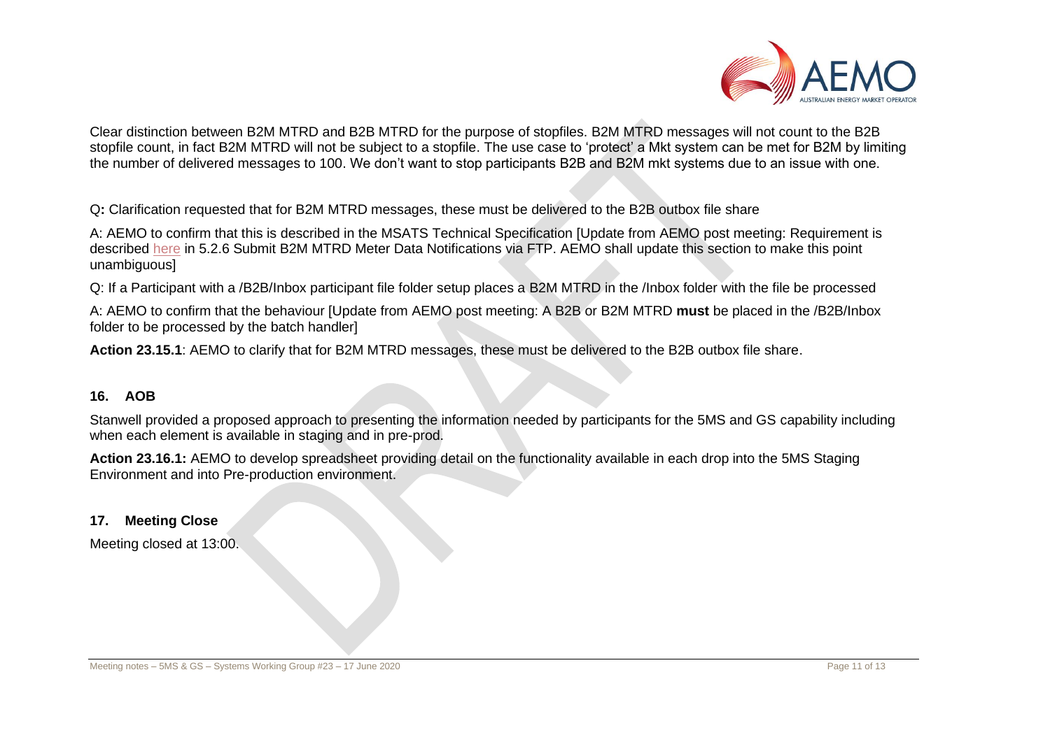Clear distinction between B2M MTRD and B2B MTRD for the purpose of stopfiles. B2M MTRD messages will not count to the B2B stopfile count, in fact B2M MTRD will not be subject to a stopfile. The use case to 'protect' a Mkt system can be met for B2M by limiting the number of delivered messages to 100. We don't want to stop participants B2B and B2M mkt systems due to an issue with one.

Q**:** Clarification requested that for B2M MTRD messages, these must be delivered to the B2B outbox file share

A: AEMO to confirm that this is described in the MSATS Technical Specification [Update from AEMO post meeting: Requirement is described here in 5.2.6 Submit B2M MTRD Meter Data Notifications via FTP. AEMO shall update this section to make this point unambiguous]

Q: If a Participant with a /B2B/Inbox participant file folder setup places a B2M MTRD in the /Inbox folder with the file be processed

A: AEMO to confirm that the behaviour [Update from AEMO post meeting: A B2B or B2M MTRD **must** be placed in the /B2B/Inbox folder to be processed by the batch handler]

**Action 23.15.1**: AEMO to clarify that for B2M MTRD messages, these must be delivered to the B2B outbox file share.

## 16. AOB

Stanwell provided a proposed approach to presenting the information needed by participants for the 5MS and GS capability including when each element is available in staging and in pre-prod.

**Action 23.16.1:** AEMO to develop spreadsheet providing detail on the functionality available in each drop into the 5MS Staging Environment and into Pre-production environment.

## 17. Meeting Close

Meeting closed at 13:00.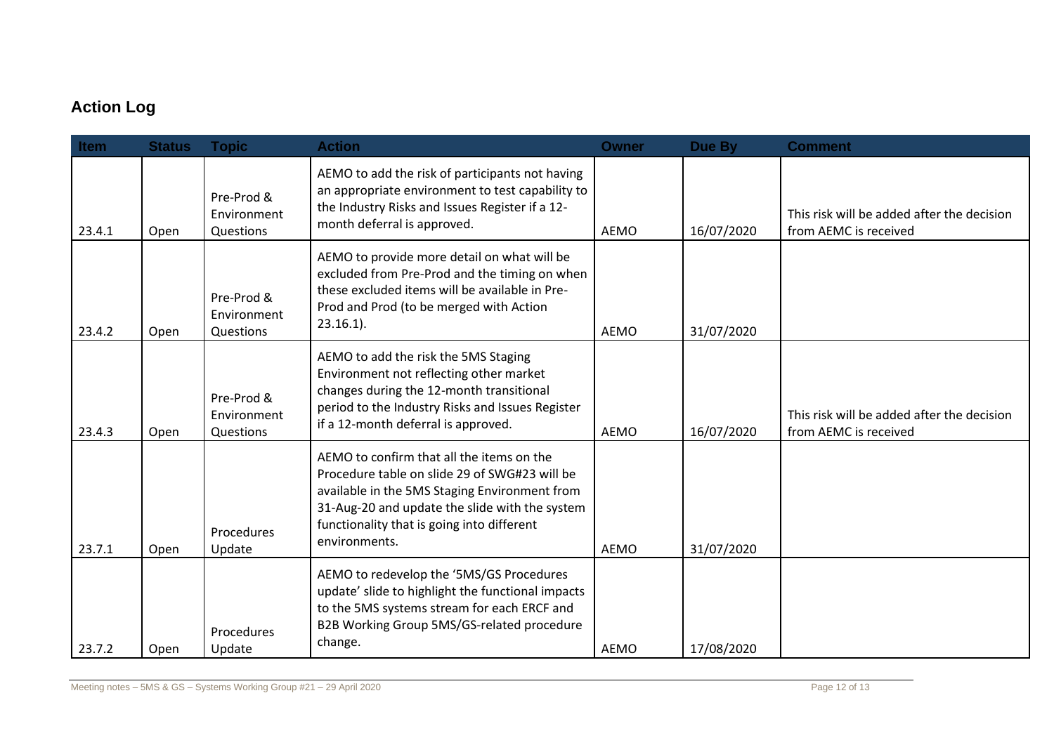## Action Log

| Item | Status | Topic | Action | Owner | Due By | Comment |
|---|---|---|---|---|---|---|
| 23.4.1 | Open | Pre-Prod & Environment Questions | AEMO to add the risk of participants not having an appropriate environment to test capability to the Industry Risks and Issues Register if a 12-month deferral is approved. | AEMO | 16/07/2020 | This risk will be added after the decision from AEMC is received |
| 23.4.2 | Open | Pre-Prod & Environment Questions | AEMO to provide more detail on what will be excluded from Pre-Prod and the timing on when these excluded items will be available in Pre-Prod and Prod (to be merged with Action 23.16.1). | AEMO | 31/07/2020 | |
| 23.4.3 | Open | Pre-Prod & Environment Questions | AEMO to add the risk the 5MS Staging Environment not reflecting other market changes during the 12-month transitional period to the Industry Risks and Issues Register if a 12-month deferral is approved. | AEMO | 16/07/2020 | This risk will be added after the decision from AEMC is received |
| 23.7.1 | Open | Procedures Update | AEMO to confirm that all the items on the Procedure table on slide 29 of SWG#23 will be available in the 5MS Staging Environment from 31-Aug-20 and update the slide with the system functionality that is going into different environments. | AEMO | 31/07/2020 | |
| 23.7.2 | Open | Procedures Update | AEMO to redevelop the '5MS/GS Procedures update' slide to highlight the functional impacts to the 5MS systems stream for each ERCF and B2B Working Group 5MS/GS-related procedure change. | AEMO | 17/08/2020 | |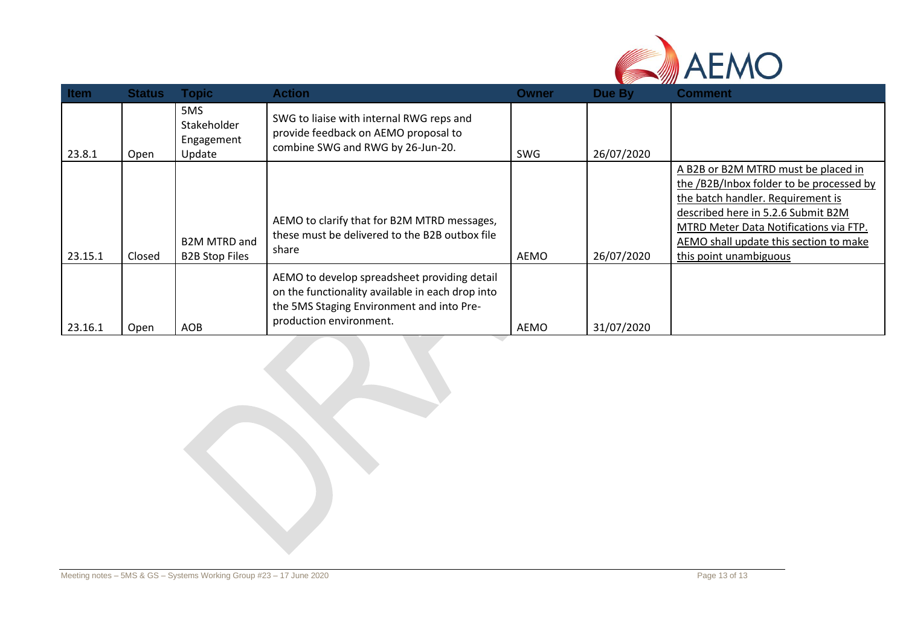| Item | Status | Topic | Action | Owner | Due By | Comment |
|---|---|---|---|---|---|---|
| 23.8.1 | Open | 5MS Stakeholder Engagement Update | SWG to liaise with internal RWG reps and provide feedback on AEMO proposal to combine SWG and RWG by 26-Jun-20. | SWG | 26/07/2020 | |
| 23.15.1 | Closed | B2M MTRD and B2B Stop Files | AEMO to clarify that for B2M MTRD messages, these must be delivered to the B2B outbox file share | AEMO | 26/07/2020 | A B2B or B2M MTRD must be placed in the /B2B/Inbox folder to be processed by the batch handler. Requirement is described here in 5.2.6 Submit B2M MTRD Meter Data Notifications via FTP. AEMO shall update this section to make this point unambiguous |
| 23.16.1 | Open | AOB | AEMO to develop spreadsheet providing detail on the functionality available in each drop into the 5MS Staging Environment and into Pre-production environment. | AEMO | 31/07/2020 | |